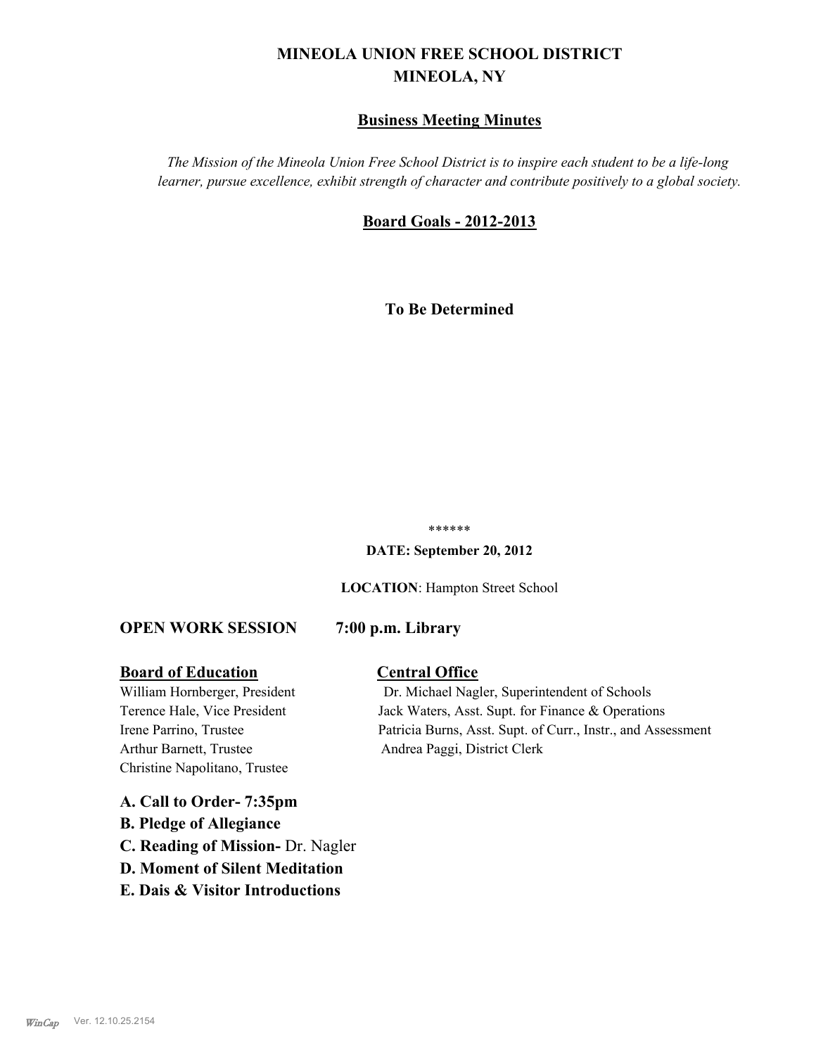# MINEOLA UNION FREE SCHOOL DISTRICT
# MINEOLA, NY

## Business Meeting Minutes

*The Mission of the Mineola Union Free School District is to inspire each student to be a life-long learner, pursue excellence, exhibit strength of character and contribute positively to a global society.*

## Board Goals - 2012-2013

**To Be Determined**

******

**DATE: September 20, 2012**

**LOCATION**: Hampton Street School

**OPEN WORK SESSION 7:00 p.m. Library**

**Board of Education**

William Hornberger, President
Terence Hale, Vice President
Irene Parrino, Trustee
Arthur Barnett, Trustee
Christine Napolitano, Trustee

**Central Office**

Dr. Michael Nagler, Superintendent of Schools
Jack Waters, Asst. Supt. for Finance & Operations
Patricia Burns, Asst. Supt. of Curr., Instr., and Assessment
Andrea Paggi, District Clerk

**A. Call to Order- 7:35pm**

**B. Pledge of Allegiance**

**C. Reading of Mission-** Dr. Nagler

**D. Moment of Silent Meditation**

**E. Dais & Visitor Introductions**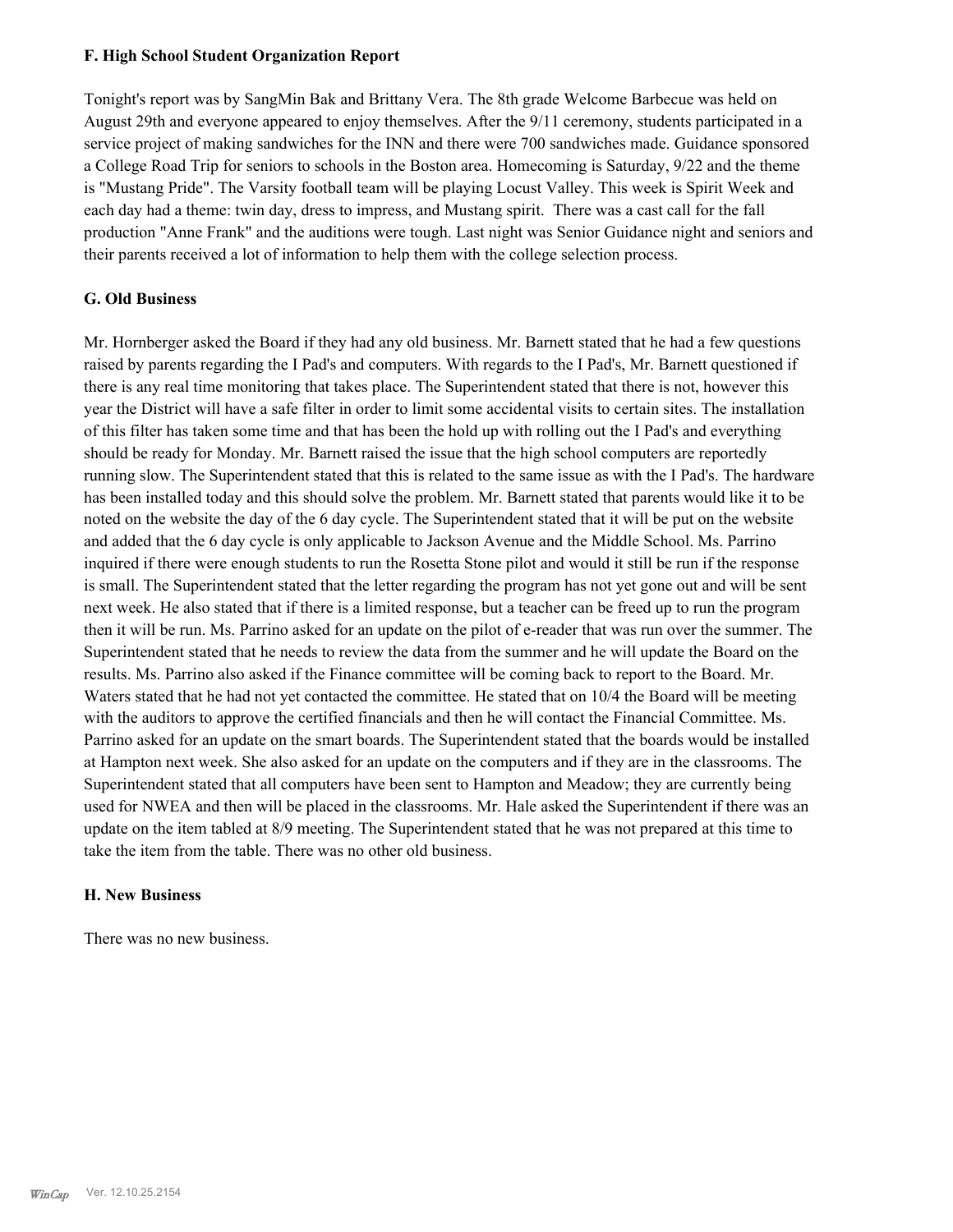### F. High School Student Organization Report

Tonight's report was by SangMin Bak and Brittany Vera. The 8th grade Welcome Barbecue was held on August 29th and everyone appeared to enjoy themselves. After the 9/11 ceremony, students participated in a service project of making sandwiches for the INN and there were 700 sandwiches made. Guidance sponsored a College Road Trip for seniors to schools in the Boston area. Homecoming is Saturday, 9/22 and the theme is "Mustang Pride". The Varsity football team will be playing Locust Valley. This week is Spirit Week and each day had a theme: twin day, dress to impress, and Mustang spirit. There was a cast call for the fall production "Anne Frank" and the auditions were tough. Last night was Senior Guidance night and seniors and their parents received a lot of information to help them with the college selection process.

### G. Old Business

Mr. Hornberger asked the Board if they had any old business. Mr. Barnett stated that he had a few questions raised by parents regarding the I Pad's and computers. With regards to the I Pad's, Mr. Barnett questioned if there is any real time monitoring that takes place. The Superintendent stated that there is not, however this year the District will have a safe filter in order to limit some accidental visits to certain sites. The installation of this filter has taken some time and that has been the hold up with rolling out the I Pad's and everything should be ready for Monday. Mr. Barnett raised the issue that the high school computers are reportedly running slow. The Superintendent stated that this is related to the same issue as with the I Pad's. The hardware has been installed today and this should solve the problem. Mr. Barnett stated that parents would like it to be noted on the website the day of the 6 day cycle. The Superintendent stated that it will be put on the website and added that the 6 day cycle is only applicable to Jackson Avenue and the Middle School. Ms. Parrino inquired if there were enough students to run the Rosetta Stone pilot and would it still be run if the response is small. The Superintendent stated that the letter regarding the program has not yet gone out and will be sent next week. He also stated that if there is a limited response, but a teacher can be freed up to run the program then it will be run. Ms. Parrino asked for an update on the pilot of e-reader that was run over the summer. The Superintendent stated that he needs to review the data from the summer and he will update the Board on the results. Ms. Parrino also asked if the Finance committee will be coming back to report to the Board. Mr. Waters stated that he had not yet contacted the committee. He stated that on 10/4 the Board will be meeting with the auditors to approve the certified financials and then he will contact the Financial Committee. Ms. Parrino asked for an update on the smart boards. The Superintendent stated that the boards would be installed at Hampton next week. She also asked for an update on the computers and if they are in the classrooms. The Superintendent stated that all computers have been sent to Hampton and Meadow; they are currently being used for NWEA and then will be placed in the classrooms. Mr. Hale asked the Superintendent if there was an update on the item tabled at 8/9 meeting. The Superintendent stated that he was not prepared at this time to take the item from the table. There was no other old business.

### H. New Business

There was no new business.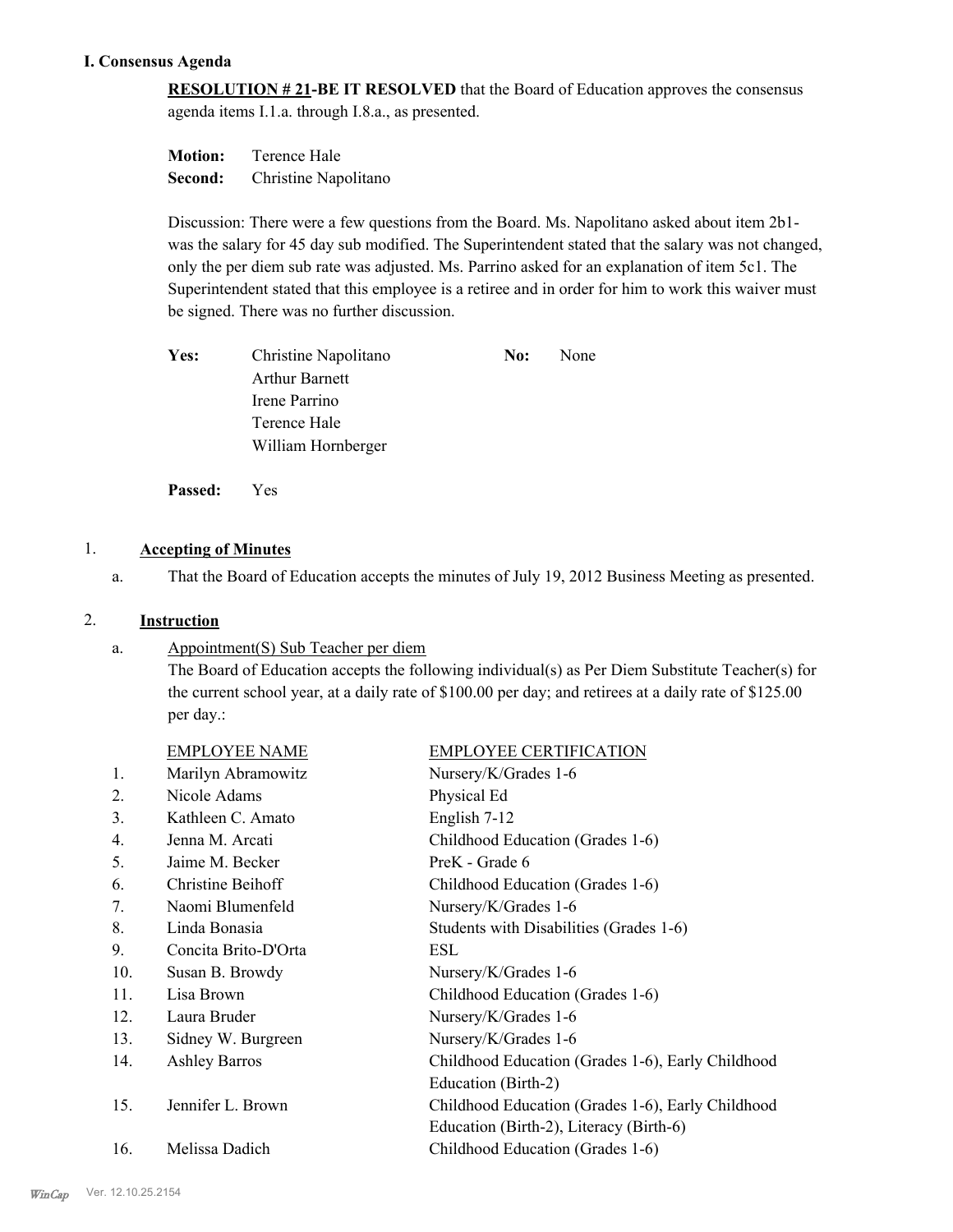## I. Consensus Agenda

**RESOLUTION # 21-BE IT RESOLVED** that the Board of Education approves the consensus agenda items I.1.a. through I.8.a., as presented.

**Motion:** Terence Hale
**Second:** Christine Napolitano

Discussion: There were a few questions from the Board. Ms. Napolitano asked about item 2b1- was the salary for 45 day sub modified. The Superintendent stated that the salary was not changed, only the per diem sub rate was adjusted. Ms. Parrino asked for an explanation of item 5c1. The Superintendent stated that this employee is a retiree and in order for him to work this waiver must be signed. There was no further discussion.

**Yes:** Christine Napolitano, Arthur Barnett, Irene Parrino, Terence Hale, William Hornberger

**No:** None

**Passed:** Yes

### 1. Accepting of Minutes

a. That the Board of Education accepts the minutes of July 19, 2012 Business Meeting as presented.

### 2. Instruction

a. Appointment(S) Sub Teacher per diem

The Board of Education accepts the following individual(s) as Per Diem Substitute Teacher(s) for the current school year, at a daily rate of $100.00 per day; and retirees at a daily rate of $125.00 per day.:

| | EMPLOYEE NAME | EMPLOYEE CERTIFICATION |
|---|---|---|
| 1. | Marilyn Abramowitz | Nursery/K/Grades 1-6 |
| 2. | Nicole Adams | Physical Ed |
| 3. | Kathleen C. Amato | English 7-12 |
| 4. | Jenna M. Arcati | Childhood Education (Grades 1-6) |
| 5. | Jaime M. Becker | PreK - Grade 6 |
| 6. | Christine Beihoff | Childhood Education (Grades 1-6) |
| 7. | Naomi Blumenfeld | Nursery/K/Grades 1-6 |
| 8. | Linda Bonasia | Students with Disabilities (Grades 1-6) |
| 9. | Concita Brito-D'Orta | ESL |
| 10. | Susan B. Browdy | Nursery/K/Grades 1-6 |
| 11. | Lisa Brown | Childhood Education (Grades 1-6) |
| 12. | Laura Bruder | Nursery/K/Grades 1-6 |
| 13. | Sidney W. Burgreen | Nursery/K/Grades 1-6 |
| 14. | Ashley Barros | Childhood Education (Grades 1-6), Early Childhood Education (Birth-2) |
| 15. | Jennifer L. Brown | Childhood Education (Grades 1-6), Early Childhood Education (Birth-2), Literacy (Birth-6) |
| 16. | Melissa Dadich | Childhood Education (Grades 1-6) |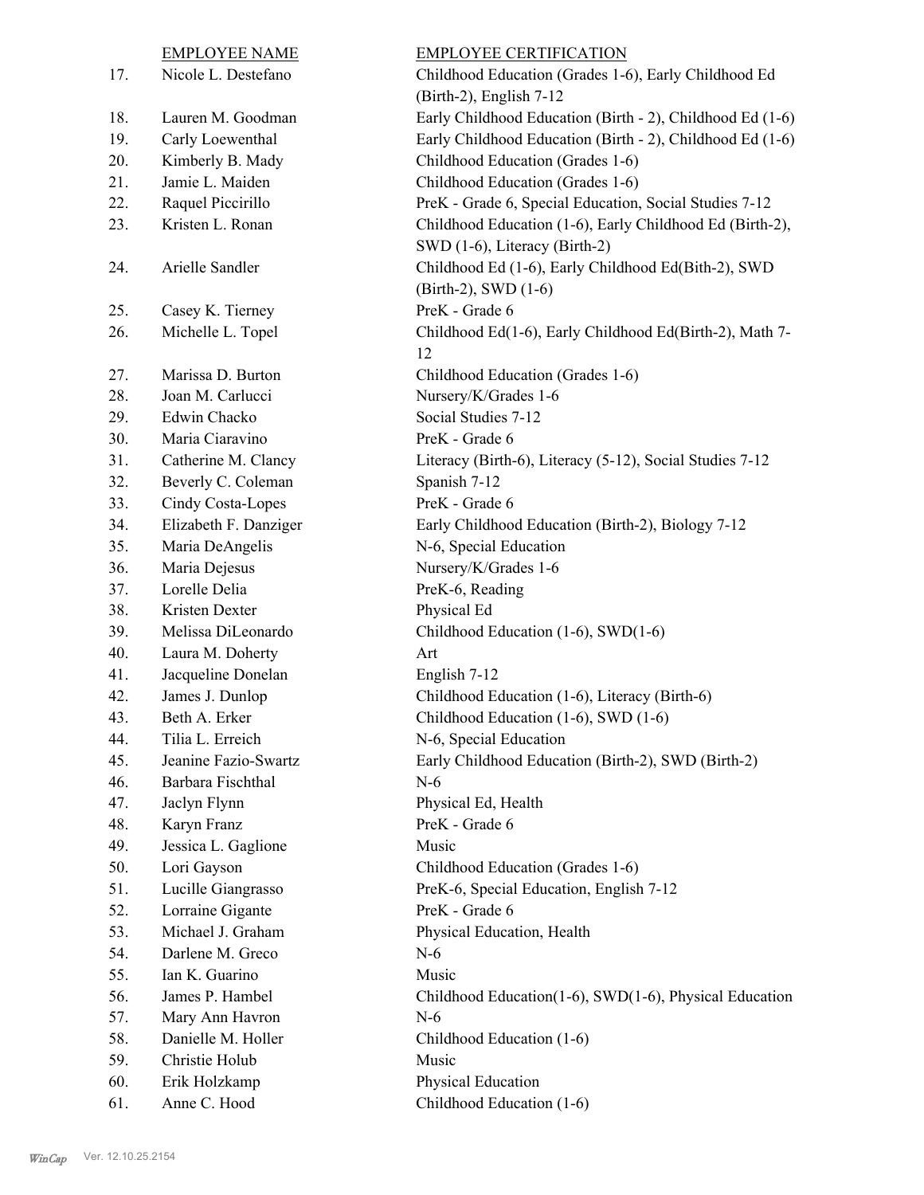| | EMPLOYEE NAME | EMPLOYEE CERTIFICATION |
|---|---|---|
| 17. | Nicole L. Destefano | Childhood Education (Grades 1-6), Early Childhood Ed (Birth-2), English 7-12 |
| 18. | Lauren M. Goodman | Early Childhood Education (Birth - 2), Childhood Ed (1-6) |
| 19. | Carly Loewenthal | Early Childhood Education (Birth - 2), Childhood Ed (1-6) |
| 20. | Kimberly B. Mady | Childhood Education (Grades 1-6) |
| 21. | Jamie L. Maiden | Childhood Education (Grades 1-6) |
| 22. | Raquel Piccirillo | PreK - Grade 6, Special Education, Social Studies 7-12 |
| 23. | Kristen L. Ronan | Childhood Education (1-6), Early Childhood Ed (Birth-2), SWD (1-6), Literacy (Birth-2) |
| 24. | Arielle Sandler | Childhood Ed (1-6), Early Childhood Ed(Bith-2), SWD (Birth-2), SWD (1-6) |
| 25. | Casey K. Tierney | PreK - Grade 6 |
| 26. | Michelle L. Topel | Childhood Ed(1-6), Early Childhood Ed(Birth-2), Math 7-12 |
| 27. | Marissa D. Burton | Childhood Education (Grades 1-6) |
| 28. | Joan M. Carlucci | Nursery/K/Grades 1-6 |
| 29. | Edwin Chacko | Social Studies 7-12 |
| 30. | Maria Ciaravino | PreK - Grade 6 |
| 31. | Catherine M. Clancy | Literacy (Birth-6), Literacy (5-12), Social Studies 7-12 |
| 32. | Beverly C. Coleman | Spanish 7-12 |
| 33. | Cindy Costa-Lopes | PreK - Grade 6 |
| 34. | Elizabeth F. Danziger | Early Childhood Education (Birth-2), Biology 7-12 |
| 35. | Maria DeAngelis | N-6, Special Education |
| 36. | Maria Dejesus | Nursery/K/Grades 1-6 |
| 37. | Lorelle Delia | PreK-6, Reading |
| 38. | Kristen Dexter | Physical Ed |
| 39. | Melissa DiLeonardo | Childhood Education (1-6), SWD(1-6) |
| 40. | Laura M. Doherty | Art |
| 41. | Jacqueline Donelan | English 7-12 |
| 42. | James J. Dunlop | Childhood Education (1-6), Literacy (Birth-6) |
| 43. | Beth A. Erker | Childhood Education (1-6), SWD (1-6) |
| 44. | Tilia L. Erreich | N-6, Special Education |
| 45. | Jeanine Fazio-Swartz | Early Childhood Education (Birth-2), SWD (Birth-2) |
| 46. | Barbara Fischthal | N-6 |
| 47. | Jaclyn Flynn | Physical Ed, Health |
| 48. | Karyn Franz | PreK - Grade 6 |
| 49. | Jessica L. Gaglione | Music |
| 50. | Lori Gayson | Childhood Education (Grades 1-6) |
| 51. | Lucille Giangrasso | PreK-6, Special Education, English 7-12 |
| 52. | Lorraine Gigante | PreK - Grade 6 |
| 53. | Michael J. Graham | Physical Education, Health |
| 54. | Darlene M. Greco | N-6 |
| 55. | Ian K. Guarino | Music |
| 56. | James P. Hambel | Childhood Education(1-6), SWD(1-6), Physical Education |
| 57. | Mary Ann Havron | N-6 |
| 58. | Danielle M. Holler | Childhood Education (1-6) |
| 59. | Christie Holub | Music |
| 60. | Erik Holzkamp | Physical Education |
| 61. | Anne C. Hood | Childhood Education (1-6) |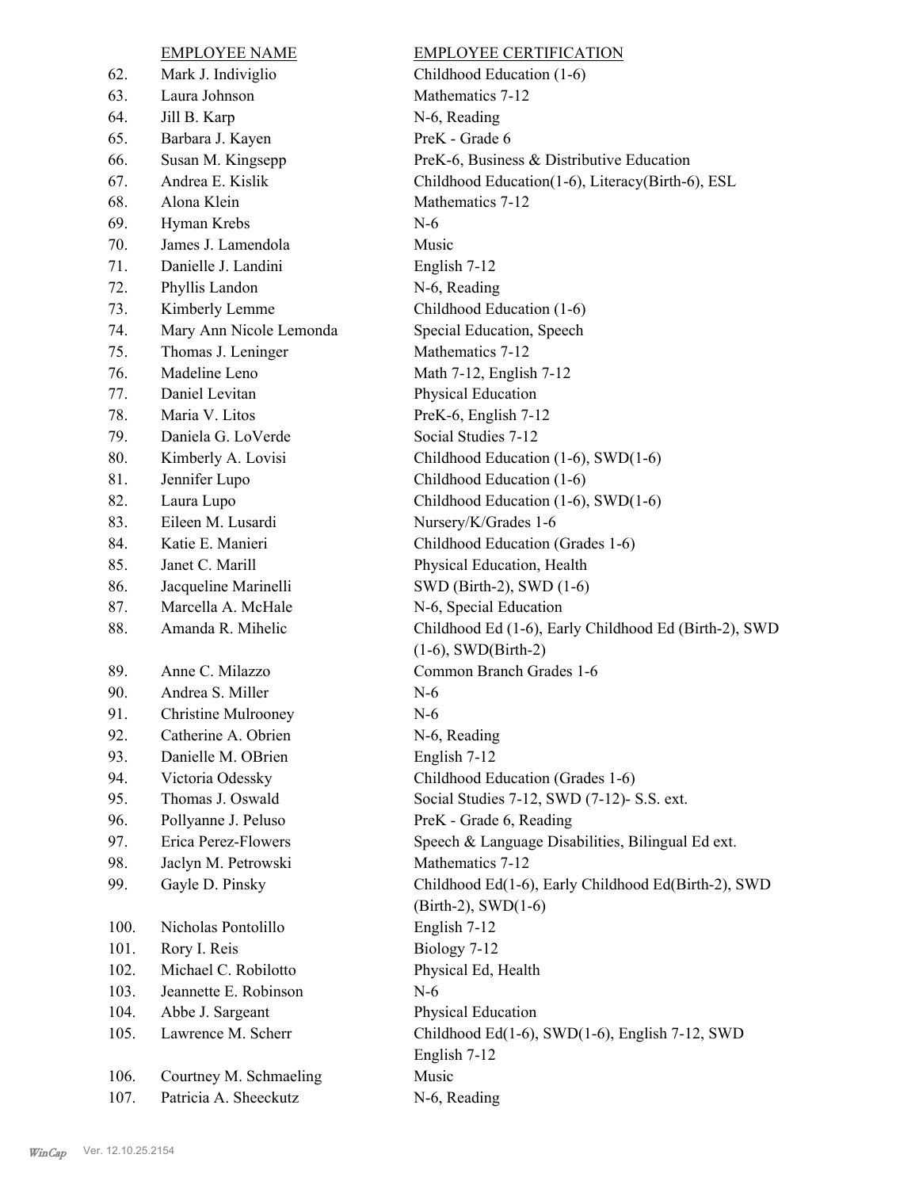| | EMPLOYEE NAME | EMPLOYEE CERTIFICATION |
|---|---|---|
| 62. | Mark J. Indiviglio | Childhood Education (1-6) |
| 63. | Laura Johnson | Mathematics 7-12 |
| 64. | Jill B. Karp | N-6, Reading |
| 65. | Barbara J. Kayen | PreK - Grade 6 |
| 66. | Susan M. Kingsepp | PreK-6, Business & Distributive Education |
| 67. | Andrea E. Kislik | Childhood Education(1-6), Literacy(Birth-6), ESL |
| 68. | Alona Klein | Mathematics 7-12 |
| 69. | Hyman Krebs | N-6 |
| 70. | James J. Lamendola | Music |
| 71. | Danielle J. Landini | English 7-12 |
| 72. | Phyllis Landon | N-6, Reading |
| 73. | Kimberly Lemme | Childhood Education (1-6) |
| 74. | Mary Ann Nicole Lemonda | Special Education, Speech |
| 75. | Thomas J. Leninger | Mathematics 7-12 |
| 76. | Madeline Leno | Math 7-12, English 7-12 |
| 77. | Daniel Levitan | Physical Education |
| 78. | Maria V. Litos | PreK-6, English 7-12 |
| 79. | Daniela G. LoVerde | Social Studies 7-12 |
| 80. | Kimberly A. Lovisi | Childhood Education (1-6), SWD(1-6) |
| 81. | Jennifer Lupo | Childhood Education (1-6) |
| 82. | Laura Lupo | Childhood Education (1-6), SWD(1-6) |
| 83. | Eileen M. Lusardi | Nursery/K/Grades 1-6 |
| 84. | Katie E. Manieri | Childhood Education (Grades 1-6) |
| 85. | Janet C. Marill | Physical Education, Health |
| 86. | Jacqueline Marinelli | SWD (Birth-2), SWD (1-6) |
| 87. | Marcella A. McHale | N-6, Special Education |
| 88. | Amanda R. Mihelic | Childhood Ed (1-6), Early Childhood Ed (Birth-2), SWD (1-6), SWD(Birth-2) |
| 89. | Anne C. Milazzo | Common Branch Grades 1-6 |
| 90. | Andrea S. Miller | N-6 |
| 91. | Christine Mulrooney | N-6 |
| 92. | Catherine A. Obrien | N-6, Reading |
| 93. | Danielle M. OBrien | English 7-12 |
| 94. | Victoria Odessky | Childhood Education (Grades 1-6) |
| 95. | Thomas J. Oswald | Social Studies 7-12, SWD (7-12)- S.S. ext. |
| 96. | Pollyanne J. Peluso | PreK - Grade 6, Reading |
| 97. | Erica Perez-Flowers | Speech & Language Disabilities, Bilingual Ed ext. |
| 98. | Jaclyn M. Petrowski | Mathematics 7-12 |
| 99. | Gayle D. Pinsky | Childhood Ed(1-6), Early Childhood Ed(Birth-2), SWD (Birth-2), SWD(1-6) |
| 100. | Nicholas Pontolillo | English 7-12 |
| 101. | Rory I. Reis | Biology 7-12 |
| 102. | Michael C. Robilotto | Physical Ed, Health |
| 103. | Jeannette E. Robinson | N-6 |
| 104. | Abbe J. Sargeant | Physical Education |
| 105. | Lawrence M. Scherr | Childhood Ed(1-6), SWD(1-6), English 7-12, SWD English 7-12 |
| 106. | Courtney M. Schmaeling | Music |
| 107. | Patricia A. Sheeckutz | N-6, Reading |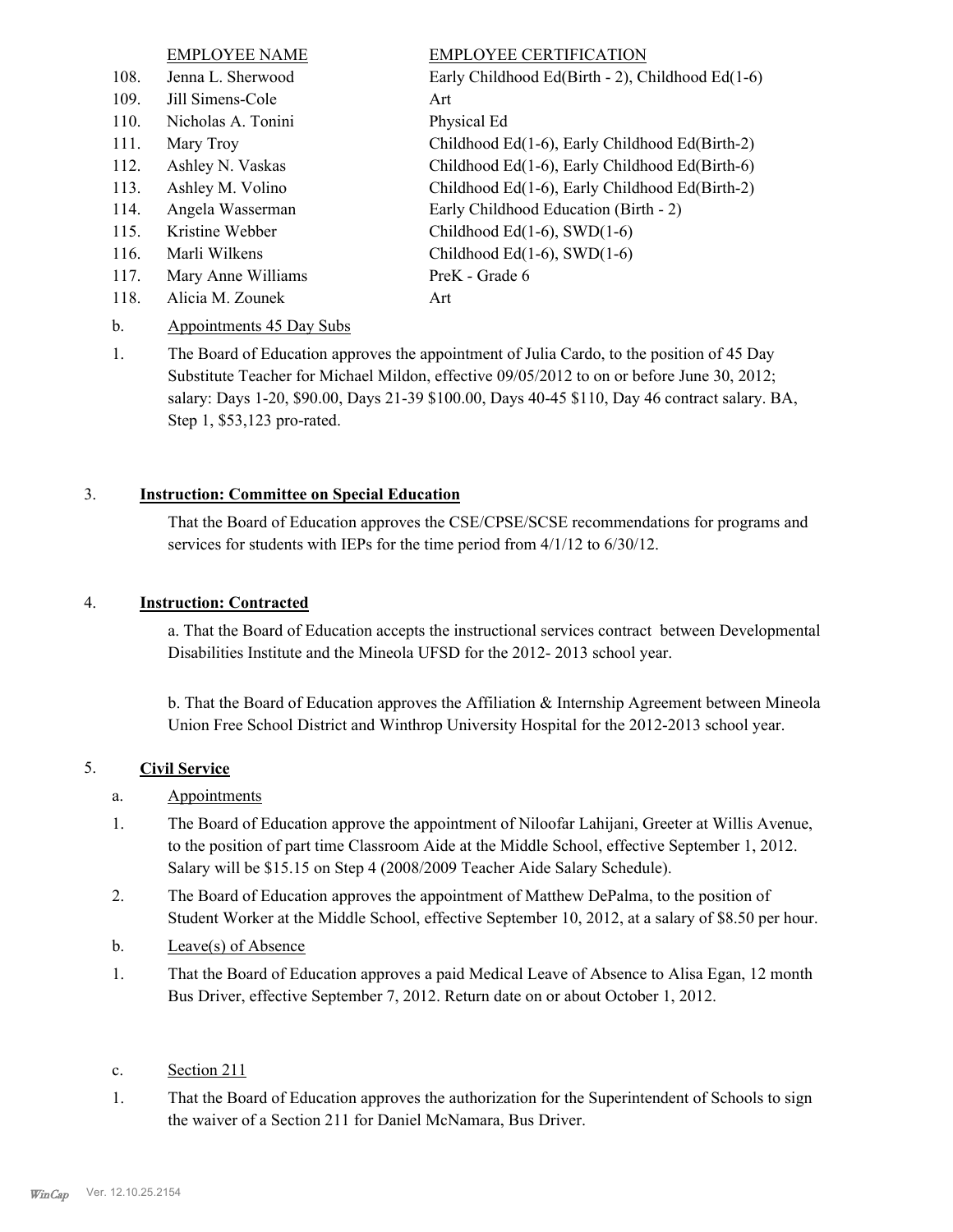| | EMPLOYEE NAME | EMPLOYEE CERTIFICATION |
|---|---|---|
| 108. | Jenna L. Sherwood | Early Childhood Ed(Birth - 2), Childhood Ed(1-6) |
| 109. | Jill Simens-Cole | Art |
| 110. | Nicholas A. Tonini | Physical Ed |
| 111. | Mary Troy | Childhood Ed(1-6), Early Childhood Ed(Birth-2) |
| 112. | Ashley N. Vaskas | Childhood Ed(1-6), Early Childhood Ed(Birth-6) |
| 113. | Ashley M. Volino | Childhood Ed(1-6), Early Childhood Ed(Birth-2) |
| 114. | Angela Wasserman | Early Childhood Education (Birth - 2) |
| 115. | Kristine Webber | Childhood Ed(1-6), SWD(1-6) |
| 116. | Marli Wilkens | Childhood Ed(1-6), SWD(1-6) |
| 117. | Mary Anne Williams | PreK - Grade 6 |
| 118. | Alicia M. Zounek | Art |

b. Appointments 45 Day Subs

1. The Board of Education approves the appointment of Julia Cardo, to the position of 45 Day Substitute Teacher for Michael Mildon, effective 09/05/2012 to on or before June 30, 2012; salary: Days 1-20, $90.00, Days 21-39 $100.00, Days 40-45 $110, Day 46 contract salary. BA, Step 1, $53,123 pro-rated.

3. **Instruction: Committee on Special Education**

That the Board of Education approves the CSE/CPSE/SCSE recommendations for programs and services for students with IEPs for the time period from 4/1/12 to 6/30/12.

4. **Instruction: Contracted**

a. That the Board of Education accepts the instructional services contract between Developmental Disabilities Institute and the Mineola UFSD for the 2012- 2013 school year.

b. That the Board of Education approves the Affiliation & Internship Agreement between Mineola Union Free School District and Winthrop University Hospital for the 2012-2013 school year.

5. **Civil Service**

a. Appointments

1. The Board of Education approve the appointment of Niloofar Lahijani, Greeter at Willis Avenue, to the position of part time Classroom Aide at the Middle School, effective September 1, 2012. Salary will be $15.15 on Step 4 (2008/2009 Teacher Aide Salary Schedule).
2. The Board of Education approves the appointment of Matthew DePalma, to the position of Student Worker at the Middle School, effective September 10, 2012, at a salary of $8.50 per hour.

b. Leave(s) of Absence

1. That the Board of Education approves a paid Medical Leave of Absence to Alisa Egan, 12 month Bus Driver, effective September 7, 2012. Return date on or about October 1, 2012.

c. Section 211

1. That the Board of Education approves the authorization for the Superintendent of Schools to sign the waiver of a Section 211 for Daniel McNamara, Bus Driver.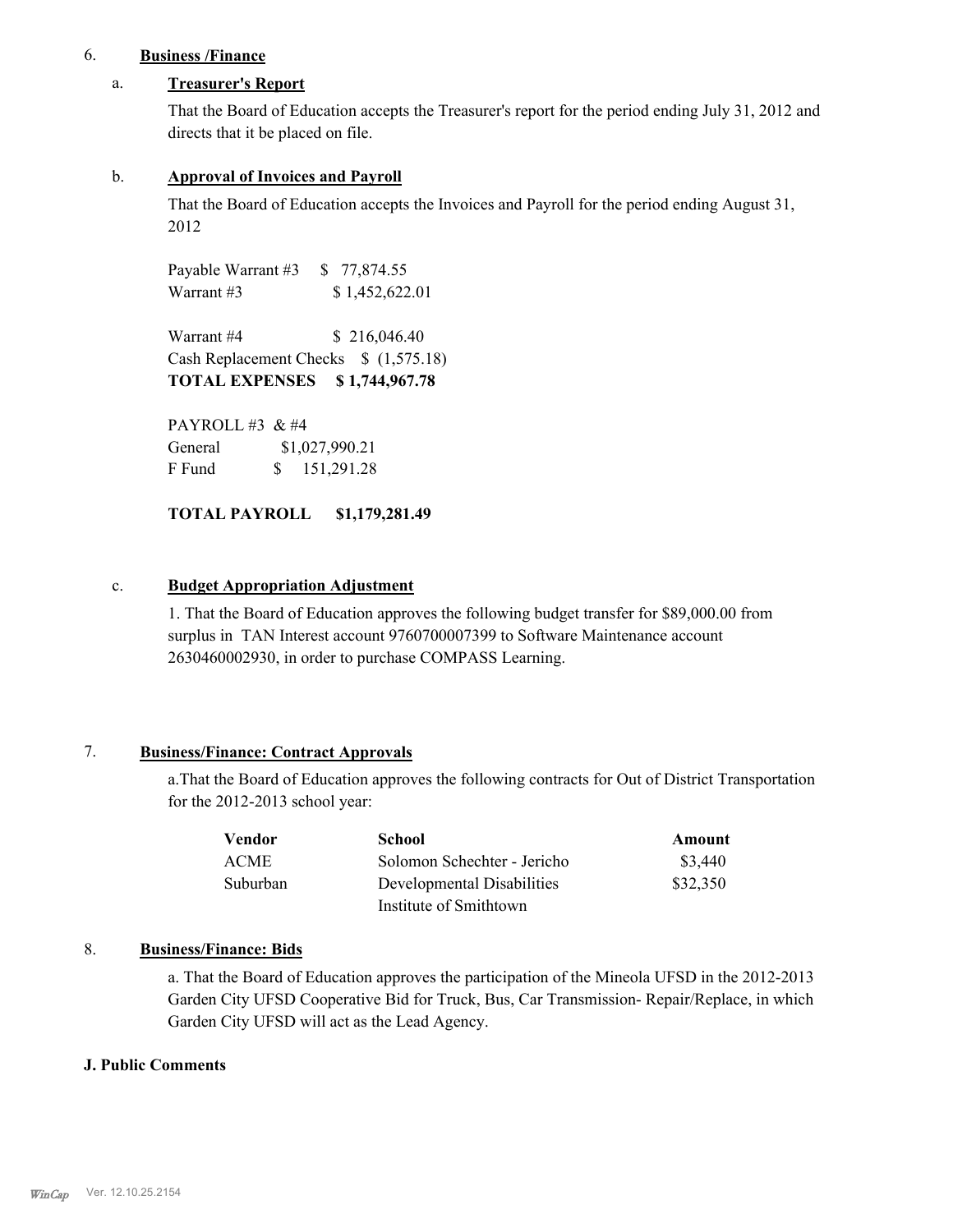6. **Business /Finance**

a. **Treasurer's Report**

That the Board of Education accepts the Treasurer's report for the period ending July 31, 2012 and directs that it be placed on file.

b. **Approval of Invoices and Payroll**

That the Board of Education accepts the Invoices and Payroll for the period ending August 31, 2012

Payable Warrant #3 $ 77,874.55
Warrant #3 $ 1,452,622.01

Warrant #4 $ 216,046.40
Cash Replacement Checks $ (1,575.18)
**TOTAL EXPENSES $ 1,744,967.78**

PAYROLL #3 & #4
General $1,027,990.21
F Fund $ 151,291.28

**TOTAL PAYROLL $1,179,281.49**

c. **Budget Appropriation Adjustment**

1. That the Board of Education approves the following budget transfer for $89,000.00 from surplus in TAN Interest account 9760700007399 to Software Maintenance account 2630460002930, in order to purchase COMPASS Learning.

7. **Business/Finance: Contract Approvals**

a.That the Board of Education approves the following contracts for Out of District Transportation for the 2012-2013 school year:

| Vendor | School | Amount |
|---|---|---|
| ACME | Solomon Schechter - Jericho | $3,440 |
| Suburban | Developmental Disabilities Institute of Smithtown | $32,350 |

8. **Business/Finance: Bids**

a. That the Board of Education approves the participation of the Mineola UFSD in the 2012-2013 Garden City UFSD Cooperative Bid for Truck, Bus, Car Transmission- Repair/Replace, in which Garden City UFSD will act as the Lead Agency.

**J. Public Comments**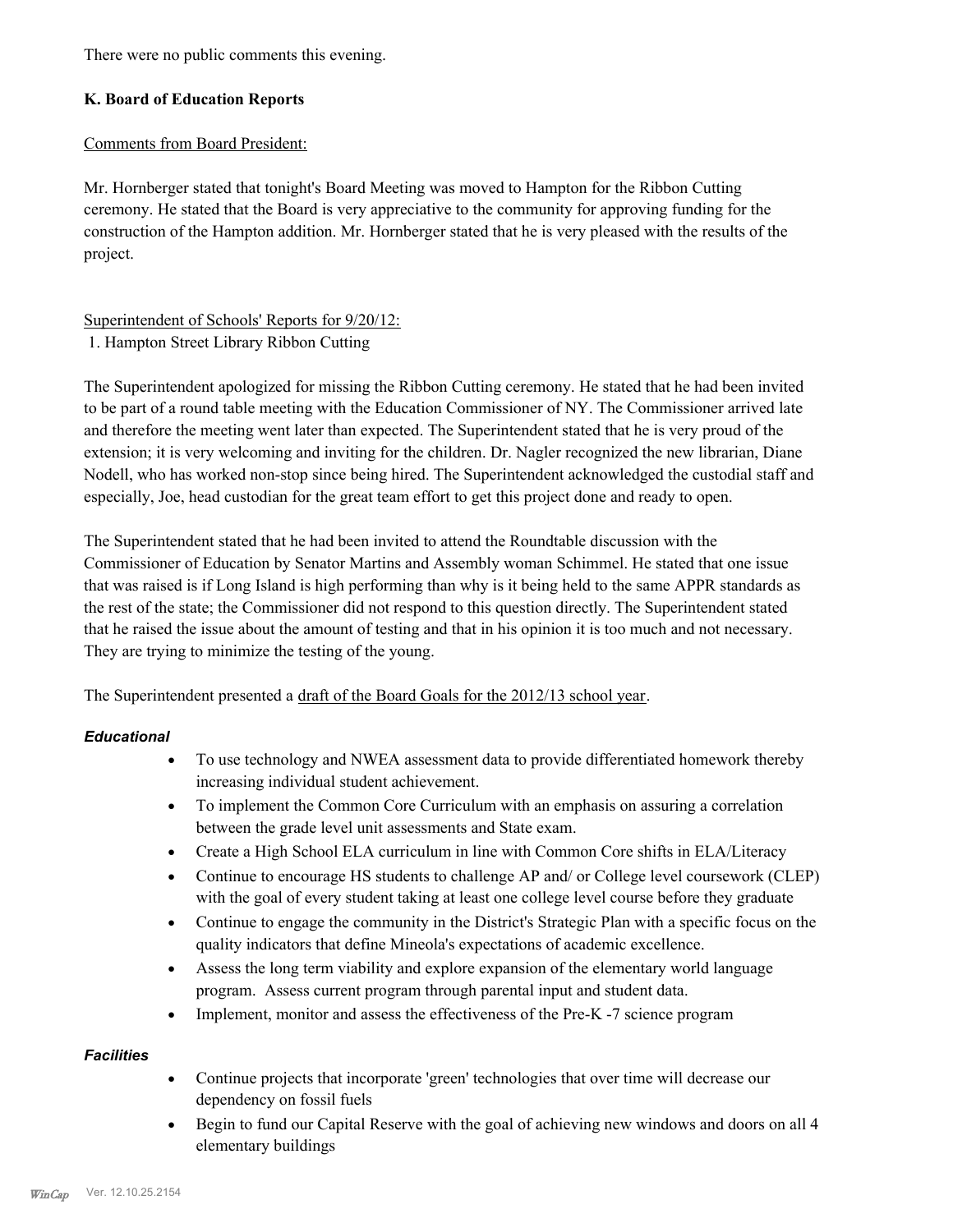There were no public comments this evening.

## K. Board of Education Reports

Comments from Board President:

Mr. Hornberger stated that tonight's Board Meeting was moved to Hampton for the Ribbon Cutting ceremony. He stated that the Board is very appreciative to the community for approving funding for the construction of the Hampton addition. Mr. Hornberger stated that he is very pleased with the results of the project.

Superintendent of Schools' Reports for 9/20/12:

1. Hampton Street Library Ribbon Cutting

The Superintendent apologized for missing the Ribbon Cutting ceremony. He stated that he had been invited to be part of a round table meeting with the Education Commissioner of NY. The Commissioner arrived late and therefore the meeting went later than expected. The Superintendent stated that he is very proud of the extension; it is very welcoming and inviting for the children. Dr. Nagler recognized the new librarian, Diane Nodell, who has worked non-stop since being hired. The Superintendent acknowledged the custodial staff and especially, Joe, head custodian for the great team effort to get this project done and ready to open.

The Superintendent stated that he had been invited to attend the Roundtable discussion with the Commissioner of Education by Senator Martins and Assembly woman Schimmel. He stated that one issue that was raised is if Long Island is high performing than why is it being held to the same APPR standards as the rest of the state; the Commissioner did not respond to this question directly. The Superintendent stated that he raised the issue about the amount of testing and that in his opinion it is too much and not necessary. They are trying to minimize the testing of the young.

The Superintendent presented a draft of the Board Goals for the 2012/13 school year.

***Educational***

- To use technology and NWEA assessment data to provide differentiated homework thereby increasing individual student achievement.
- To implement the Common Core Curriculum with an emphasis on assuring a correlation between the grade level unit assessments and State exam.
- Create a High School ELA curriculum in line with Common Core shifts in ELA/Literacy
- Continue to encourage HS students to challenge AP and/ or College level coursework (CLEP) with the goal of every student taking at least one college level course before they graduate
- Continue to engage the community in the District's Strategic Plan with a specific focus on the quality indicators that define Mineola's expectations of academic excellence.
- Assess the long term viability and explore expansion of the elementary world language program. Assess current program through parental input and student data.
- Implement, monitor and assess the effectiveness of the Pre-K -7 science program

***Facilities***

- Continue projects that incorporate 'green' technologies that over time will decrease our dependency on fossil fuels
- Begin to fund our Capital Reserve with the goal of achieving new windows and doors on all 4 elementary buildings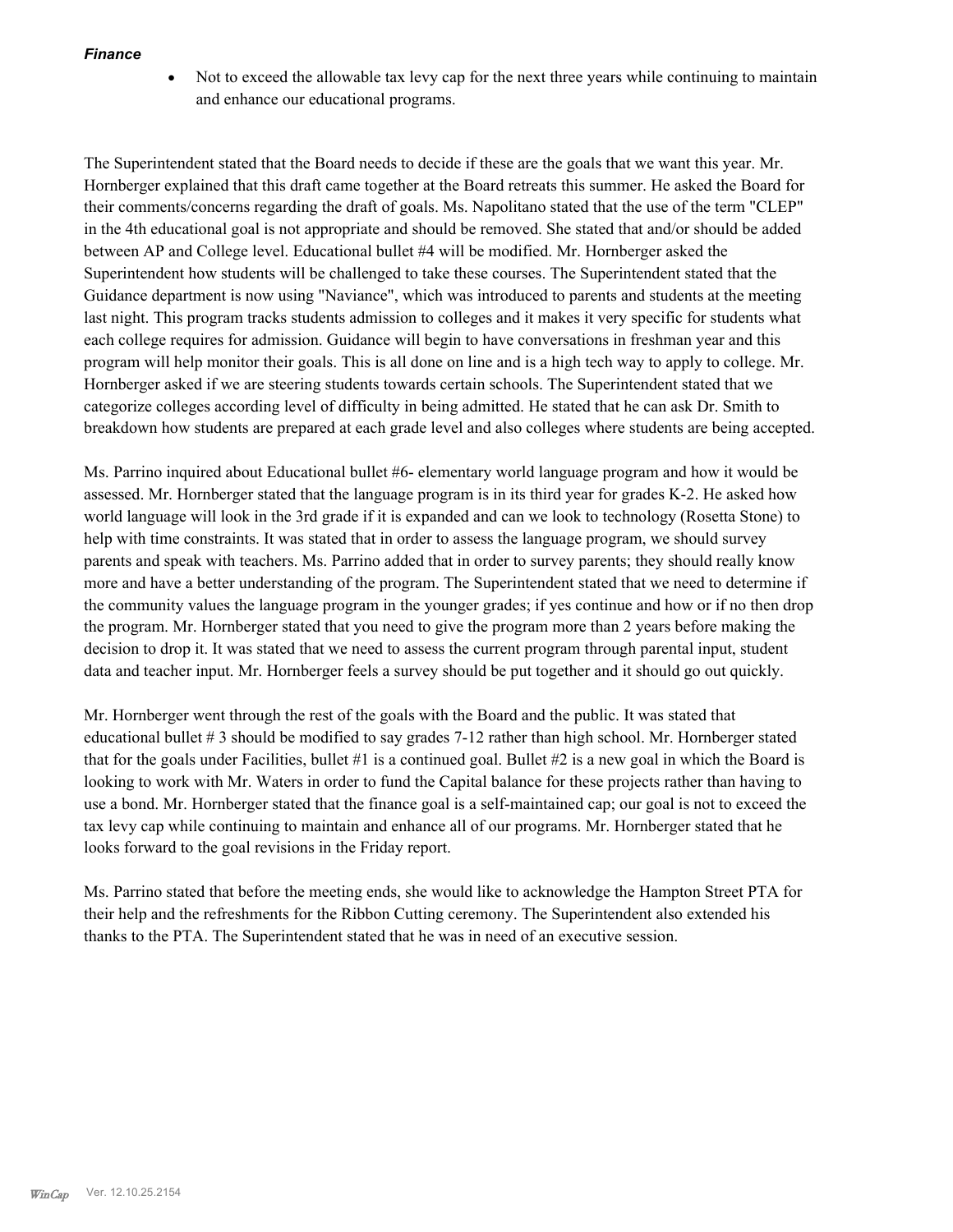***Finance***

- Not to exceed the allowable tax levy cap for the next three years while continuing to maintain and enhance our educational programs.

The Superintendent stated that the Board needs to decide if these are the goals that we want this year. Mr. Hornberger explained that this draft came together at the Board retreats this summer. He asked the Board for their comments/concerns regarding the draft of goals. Ms. Napolitano stated that the use of the term "CLEP" in the 4th educational goal is not appropriate and should be removed. She stated that and/or should be added between AP and College level. Educational bullet #4 will be modified. Mr. Hornberger asked the Superintendent how students will be challenged to take these courses. The Superintendent stated that the Guidance department is now using "Naviance", which was introduced to parents and students at the meeting last night. This program tracks students admission to colleges and it makes it very specific for students what each college requires for admission. Guidance will begin to have conversations in freshman year and this program will help monitor their goals. This is all done on line and is a high tech way to apply to college. Mr. Hornberger asked if we are steering students towards certain schools. The Superintendent stated that we categorize colleges according level of difficulty in being admitted. He stated that he can ask Dr. Smith to breakdown how students are prepared at each grade level and also colleges where students are being accepted.

Ms. Parrino inquired about Educational bullet #6- elementary world language program and how it would be assessed. Mr. Hornberger stated that the language program is in its third year for grades K-2. He asked how world language will look in the 3rd grade if it is expanded and can we look to technology (Rosetta Stone) to help with time constraints. It was stated that in order to assess the language program, we should survey parents and speak with teachers. Ms. Parrino added that in order to survey parents; they should really know more and have a better understanding of the program. The Superintendent stated that we need to determine if the community values the language program in the younger grades; if yes continue and how or if no then drop the program. Mr. Hornberger stated that you need to give the program more than 2 years before making the decision to drop it. It was stated that we need to assess the current program through parental input, student data and teacher input. Mr. Hornberger feels a survey should be put together and it should go out quickly.

Mr. Hornberger went through the rest of the goals with the Board and the public. It was stated that educational bullet # 3 should be modified to say grades 7-12 rather than high school. Mr. Hornberger stated that for the goals under Facilities, bullet #1 is a continued goal. Bullet #2 is a new goal in which the Board is looking to work with Mr. Waters in order to fund the Capital balance for these projects rather than having to use a bond. Mr. Hornberger stated that the finance goal is a self-maintained cap; our goal is not to exceed the tax levy cap while continuing to maintain and enhance all of our programs. Mr. Hornberger stated that he looks forward to the goal revisions in the Friday report.

Ms. Parrino stated that before the meeting ends, she would like to acknowledge the Hampton Street PTA for their help and the refreshments for the Ribbon Cutting ceremony. The Superintendent also extended his thanks to the PTA. The Superintendent stated that he was in need of an executive session.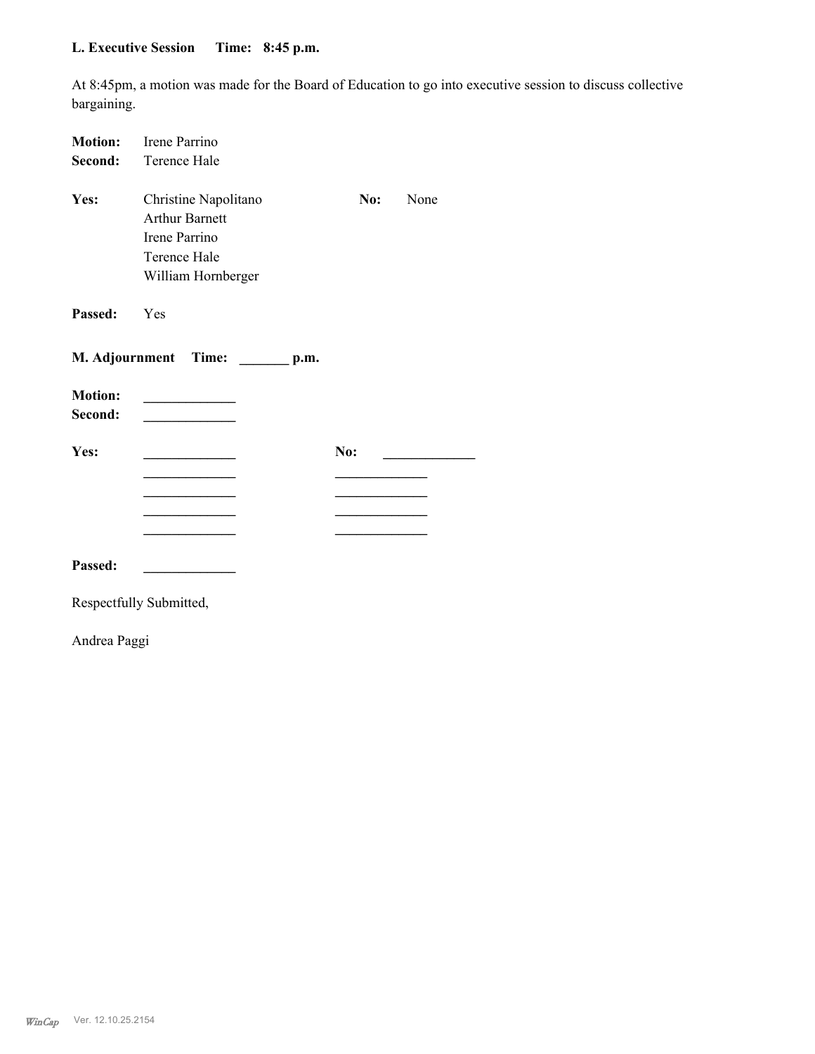**L. Executive Session Time: 8:45 p.m.**

At 8:45pm, a motion was made for the Board of Education to go into executive session to discuss collective bargaining.

**Motion:** Irene Parrino
**Second:** Terence Hale

| | | | |
|---|---|---|---|
| **Yes:** | Christine Napolitano | **No:** | None |
| | Arthur Barnett | | |
| | Irene Parrino | | |
| | Terence Hale | | |
| | William Hornberger | | |

**Passed:** Yes

**M. Adjournment Time: _______ p.m.**

**Motion:** _____________
**Second:** _____________

| | | | |
|---|---|---|---|
| **Yes:** | _____________ | **No:** | _____________ |
| | _____________ | | _____________ |
| | _____________ | | _____________ |
| | _____________ | | _____________ |
| | _____________ | | _____________ |

**Passed:** _____________

Respectfully Submitted,

Andrea Paggi